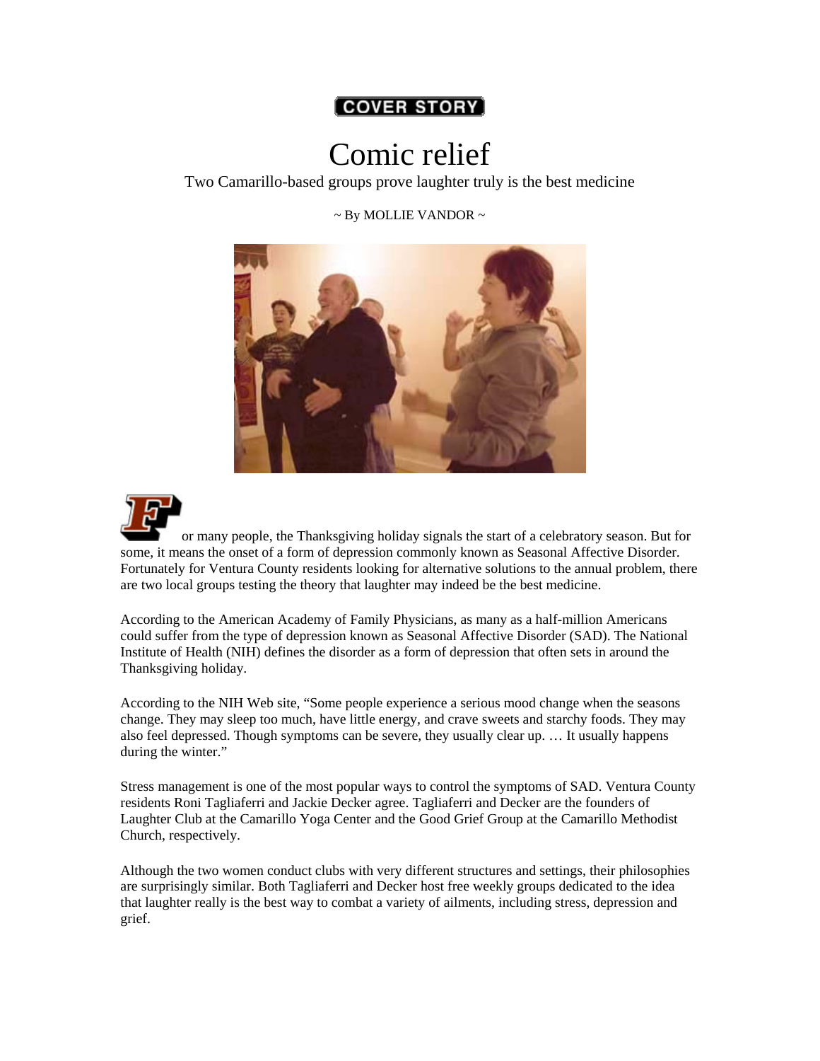COVER STORY

# Comic relief

Two Camarillo-based groups prove laughter truly is the best medicine

~ By MOLLIE VANDOR ~

For many people, the Thanksgiving holiday signals the start of a celebratory season. But for some, it means the onset of a form of depression commonly known as Seasonal Affective Disorder. Fortunately for Ventura County residents looking for alternative solutions to the annual problem, there are two local groups testing the theory that laughter may indeed be the best medicine.

According to the American Academy of Family Physicians, as many as a half-million Americans could suffer from the type of depression known as Seasonal Affective Disorder (SAD). The National Institute of Health (NIH) defines the disorder as a form of depression that often sets in around the Thanksgiving holiday.

According to the NIH Web site, "Some people experience a serious mood change when the seasons change. They may sleep too much, have little energy, and crave sweets and starchy foods. They may also feel depressed. Though symptoms can be severe, they usually clear up. … It usually happens during the winter."

Stress management is one of the most popular ways to control the symptoms of SAD. Ventura County residents Roni Tagliaferri and Jackie Decker agree. Tagliaferri and Decker are the founders of Laughter Club at the Camarillo Yoga Center and the Good Grief Group at the Camarillo Methodist Church, respectively.

Although the two women conduct clubs with very different structures and settings, their philosophies are surprisingly similar. Both Tagliaferri and Decker host free weekly groups dedicated to the idea that laughter really is the best way to combat a variety of ailments, including stress, depression and grief.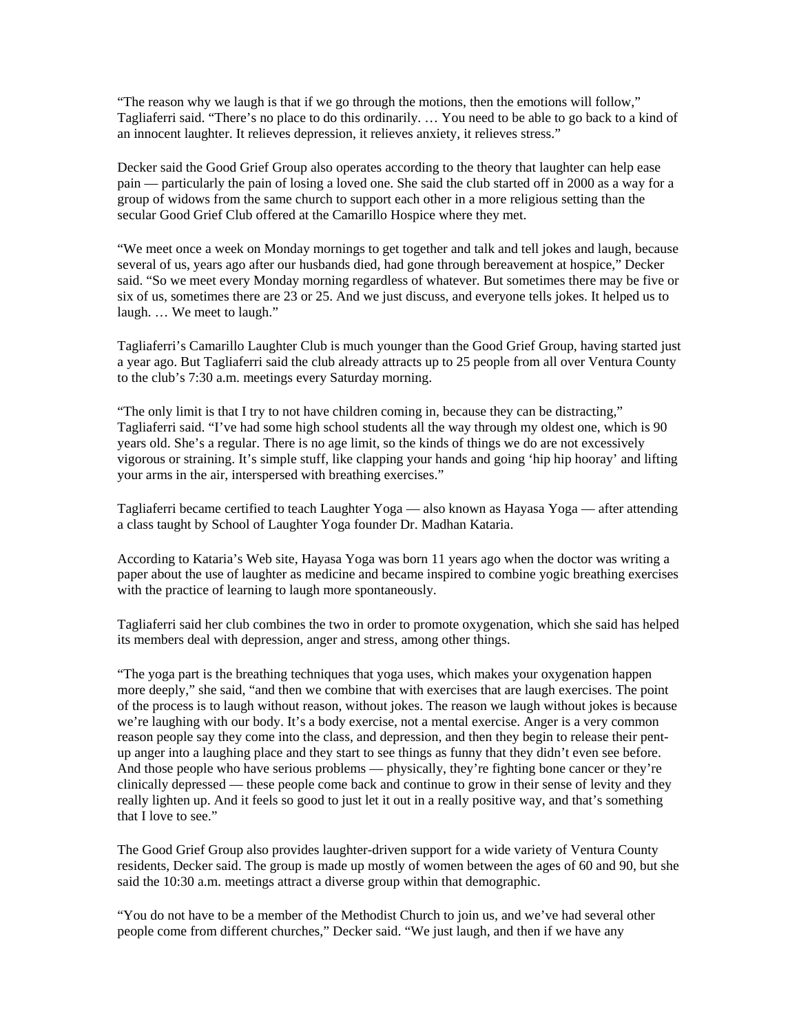"The reason why we laugh is that if we go through the motions, then the emotions will follow," Tagliaferri said. "There's no place to do this ordinarily. … You need to be able to go back to a kind of an innocent laughter. It relieves depression, it relieves anxiety, it relieves stress."

Decker said the Good Grief Group also operates according to the theory that laughter can help ease pain — particularly the pain of losing a loved one. She said the club started off in 2000 as a way for a group of widows from the same church to support each other in a more religious setting than the secular Good Grief Club offered at the Camarillo Hospice where they met.

"We meet once a week on Monday mornings to get together and talk and tell jokes and laugh, because several of us, years ago after our husbands died, had gone through bereavement at hospice," Decker said. "So we meet every Monday morning regardless of whatever. But sometimes there may be five or six of us, sometimes there are 23 or 25. And we just discuss, and everyone tells jokes. It helped us to laugh. … We meet to laugh."

Tagliaferri's Camarillo Laughter Club is much younger than the Good Grief Group, having started just a year ago. But Tagliaferri said the club already attracts up to 25 people from all over Ventura County to the club's 7:30 a.m. meetings every Saturday morning.

"The only limit is that I try to not have children coming in, because they can be distracting," Tagliaferri said. "I've had some high school students all the way through my oldest one, which is 90 years old. She's a regular. There is no age limit, so the kinds of things we do are not excessively vigorous or straining. It's simple stuff, like clapping your hands and going 'hip hip hooray' and lifting your arms in the air, interspersed with breathing exercises."

Tagliaferri became certified to teach Laughter Yoga — also known as Hayasa Yoga — after attending a class taught by School of Laughter Yoga founder Dr. Madhan Kataria.

According to Kataria's Web site, Hayasa Yoga was born 11 years ago when the doctor was writing a paper about the use of laughter as medicine and became inspired to combine yogic breathing exercises with the practice of learning to laugh more spontaneously.

Tagliaferri said her club combines the two in order to promote oxygenation, which she said has helped its members deal with depression, anger and stress, among other things.

"The yoga part is the breathing techniques that yoga uses, which makes your oxygenation happen more deeply," she said, "and then we combine that with exercises that are laugh exercises. The point of the process is to laugh without reason, without jokes. The reason we laugh without jokes is because we're laughing with our body. It's a body exercise, not a mental exercise. Anger is a very common reason people say they come into the class, and depression, and then they begin to release their pent-up anger into a laughing place and they start to see things as funny that they didn't even see before. And those people who have serious problems — physically, they're fighting bone cancer or they're clinically depressed — these people come back and continue to grow in their sense of levity and they really lighten up. And it feels so good to just let it out in a really positive way, and that's something that I love to see."

The Good Grief Group also provides laughter-driven support for a wide variety of Ventura County residents, Decker said. The group is made up mostly of women between the ages of 60 and 90, but she said the 10:30 a.m. meetings attract a diverse group within that demographic.

"You do not have to be a member of the Methodist Church to join us, and we've had several other people come from different churches," Decker said. "We just laugh, and then if we have any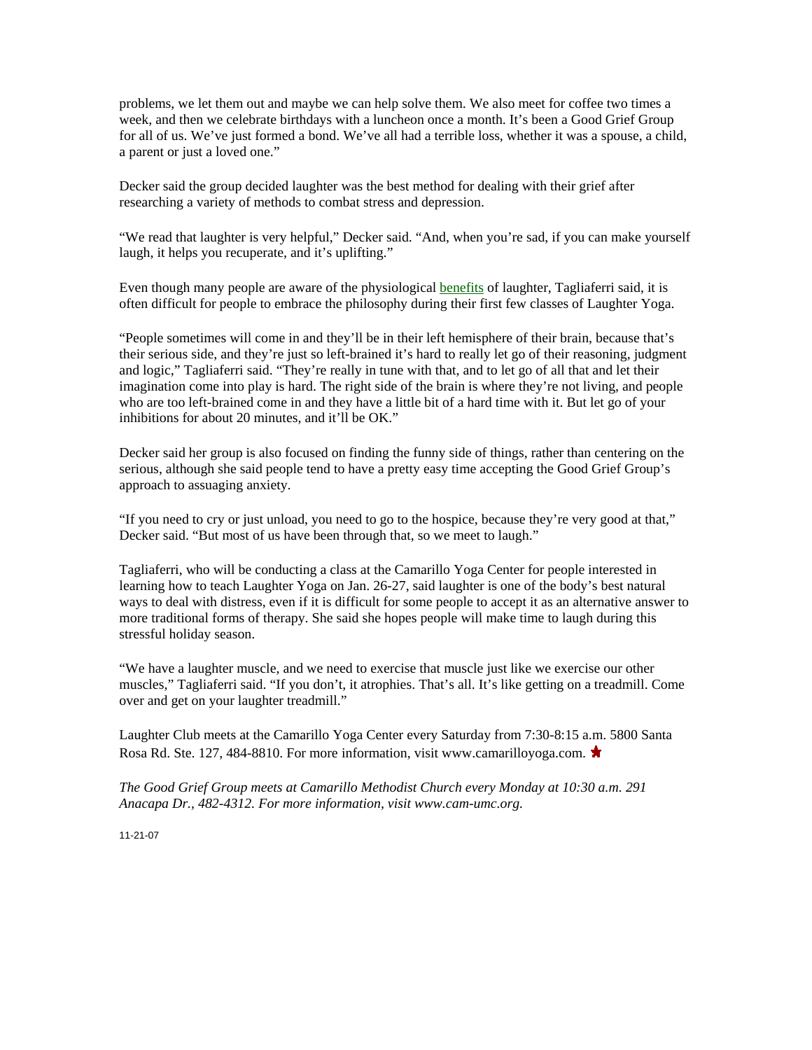problems, we let them out and maybe we can help solve them. We also meet for coffee two times a week, and then we celebrate birthdays with a luncheon once a month. It's been a Good Grief Group for all of us. We've just formed a bond. We've all had a terrible loss, whether it was a spouse, a child, a parent or just a loved one."

Decker said the group decided laughter was the best method for dealing with their grief after researching a variety of methods to combat stress and depression.

"We read that laughter is very helpful," Decker said. "And, when you're sad, if you can make yourself laugh, it helps you recuperate, and it's uplifting."

Even though many people are aware of the physiological benefits of laughter, Tagliaferri said, it is often difficult for people to embrace the philosophy during their first few classes of Laughter Yoga.

"People sometimes will come in and they'll be in their left hemisphere of their brain, because that's their serious side, and they're just so left-brained it's hard to really let go of their reasoning, judgment and logic," Tagliaferri said. "They're really in tune with that, and to let go of all that and let their imagination come into play is hard. The right side of the brain is where they're not living, and people who are too left-brained come in and they have a little bit of a hard time with it. But let go of your inhibitions for about 20 minutes, and it'll be OK."

Decker said her group is also focused on finding the funny side of things, rather than centering on the serious, although she said people tend to have a pretty easy time accepting the Good Grief Group's approach to assuaging anxiety.

"If you need to cry or just unload, you need to go to the hospice, because they're very good at that," Decker said. "But most of us have been through that, so we meet to laugh."

Tagliaferri, who will be conducting a class at the Camarillo Yoga Center for people interested in learning how to teach Laughter Yoga on Jan. 26-27, said laughter is one of the body's best natural ways to deal with distress, even if it is difficult for some people to accept it as an alternative answer to more traditional forms of therapy. She said she hopes people will make time to laugh during this stressful holiday season.

"We have a laughter muscle, and we need to exercise that muscle just like we exercise our other muscles," Tagliaferri said. "If you don't, it atrophies. That's all. It's like getting on a treadmill. Come over and get on your laughter treadmill."

Laughter Club meets at the Camarillo Yoga Center every Saturday from 7:30-8:15 a.m. 5800 Santa Rosa Rd. Ste. 127, 484-8810. For more information, visit www.camarilloyoga.com.

*The Good Grief Group meets at Camarillo Methodist Church every Monday at 10:30 a.m. 291 Anacapa Dr., 482-4312. For more information, visit www.cam-umc.org.*

11-21-07